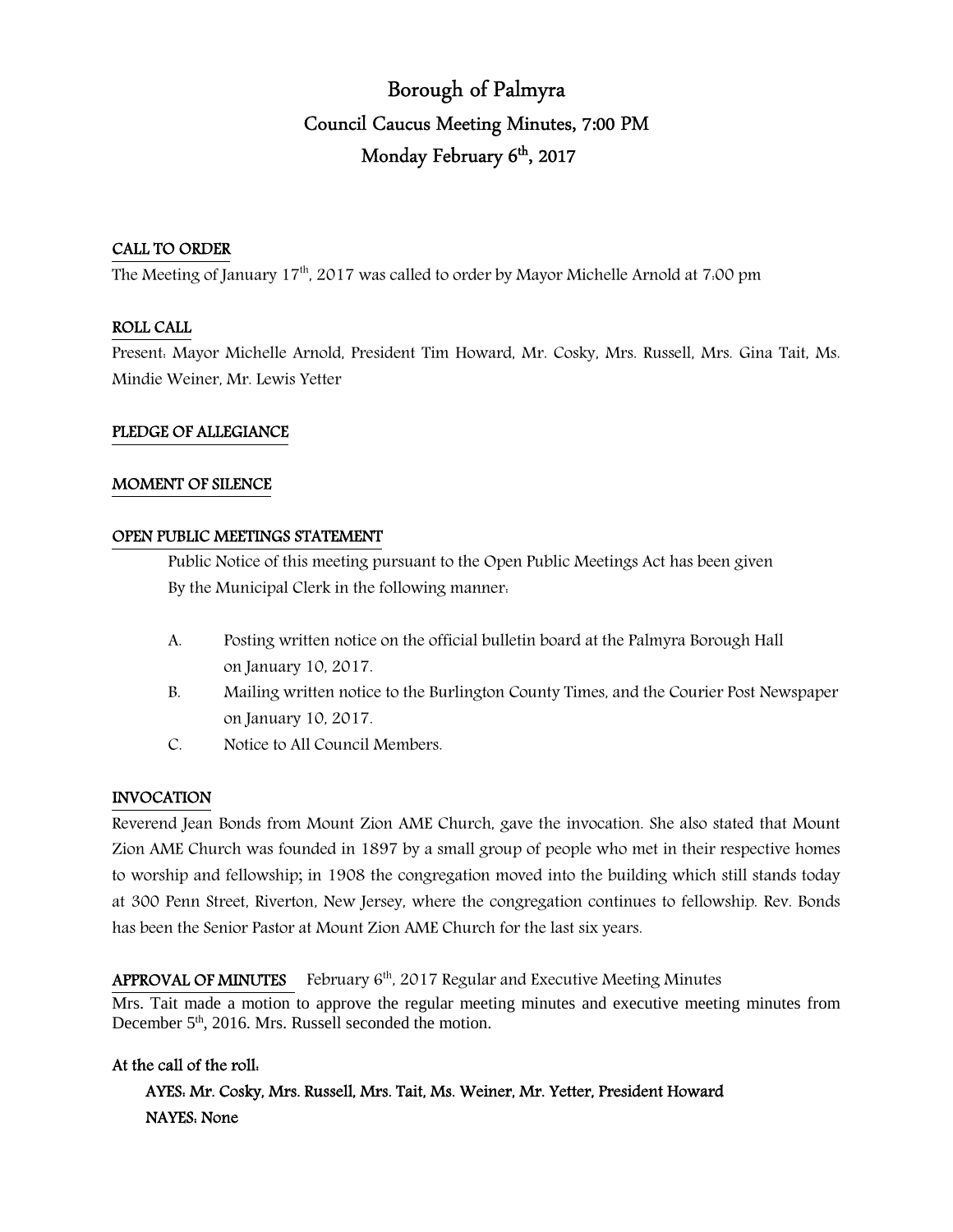# Borough of Palmyra

## Council Caucus Meeting Minutes, 7:00 PM

## Monday February 6th, 2017

**CALL TO ORDER**

The Meeting of January 17th, 2017 was called to order by Mayor Michelle Arnold at 7:00 pm

**ROLL CALL**

Present: Mayor Michelle Arnold, President Tim Howard, Mr. Cosky, Mrs. Russell, Mrs. Gina Tait, Ms. Mindie Weiner, Mr. Lewis Yetter

**PLEDGE OF ALLEGIANCE**

**MOMENT OF SILENCE**

**OPEN PUBLIC MEETINGS STATEMENT**

Public Notice of this meeting pursuant to the Open Public Meetings Act has been given By the Municipal Clerk in the following manner:

A. Posting written notice on the official bulletin board at the Palmyra Borough Hall on January 10, 2017.

B. Mailing written notice to the Burlington County Times, and the Courier Post Newspaper on January 10, 2017.

C. Notice to All Council Members.

**INVOCATION**

Reverend Jean Bonds from Mount Zion AME Church, gave the invocation. She also stated that Mount Zion AME Church was founded in 1897 by a small group of people who met in their respective homes to worship and fellowship; in 1908 the congregation moved into the building which still stands today at 300 Penn Street, Riverton, New Jersey, where the congregation continues to fellowship. Rev. Bonds has been the Senior Pastor at Mount Zion AME Church for the last six years.

**APPROVAL OF MINUTES** February 6th, 2017 Regular and Executive Meeting Minutes

Mrs. Tait made a motion to approve the regular meeting minutes and executive meeting minutes from December 5th, 2016. Mrs. Russell seconded the motion.

**At the call of the roll:**

**AYES: Mr. Cosky, Mrs. Russell, Mrs. Tait, Ms. Weiner, Mr. Yetter, President Howard**

**NAYES: None**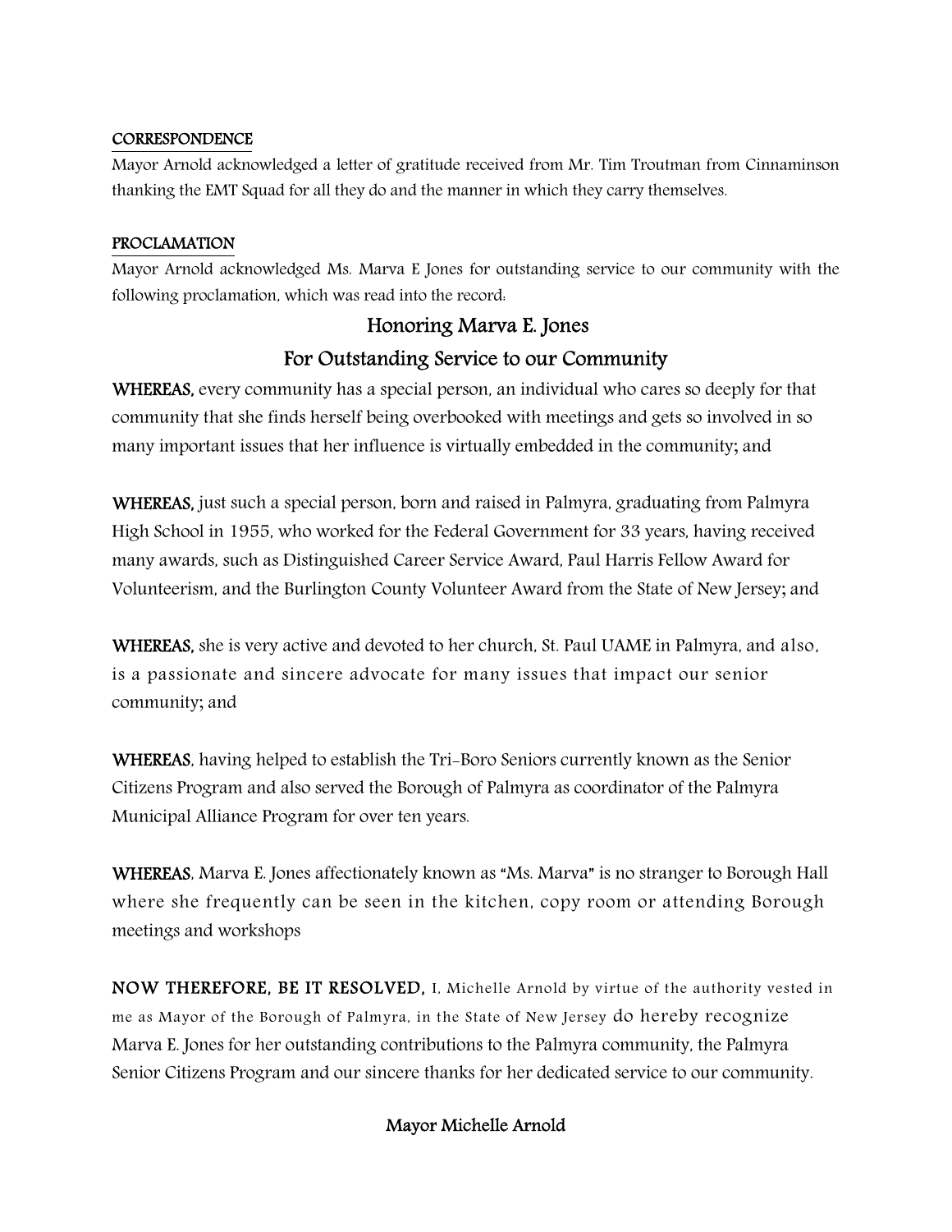**CORRESPONDENCE**

Mayor Arnold acknowledged a letter of gratitude received from Mr. Tim Troutman from Cinnaminson thanking the EMT Squad for all they do and the manner in which they carry themselves.

**PROCLAMATION**

Mayor Arnold acknowledged Ms. Marva E Jones for outstanding service to our community with the following proclamation, which was read into the record:

## Honoring Marva E. Jones
## For Outstanding Service to our Community

**WHEREAS,** every community has a special person, an individual who cares so deeply for that community that she finds herself being overbooked with meetings and gets so involved in so many important issues that her influence is virtually embedded in the community; and

**WHEREAS,** just such a special person, born and raised in Palmyra, graduating from Palmyra High School in 1955, who worked for the Federal Government for 33 years, having received many awards, such as Distinguished Career Service Award, Paul Harris Fellow Award for Volunteerism, and the Burlington County Volunteer Award from the State of New Jersey; and

**WHEREAS,** she is very active and devoted to her church, St. Paul UAME in Palmyra, and also, is a passionate and sincere advocate for many issues that impact our senior community; and

**WHEREAS**, having helped to establish the Tri-Boro Seniors currently known as the Senior Citizens Program and also served the Borough of Palmyra as coordinator of the Palmyra Municipal Alliance Program for over ten years.

**WHEREAS**, Marva E. Jones affectionately known as "Ms. Marva" is no stranger to Borough Hall where she frequently can be seen in the kitchen, copy room or attending Borough meetings and workshops

**NOW THEREFORE, BE IT RESOLVED,** I, Michelle Arnold by virtue of the authority vested in me as Mayor of the Borough of Palmyra, in the State of New Jersey do hereby recognize Marva E. Jones for her outstanding contributions to the Palmyra community, the Palmyra Senior Citizens Program and our sincere thanks for her dedicated service to our community.

**Mayor Michelle Arnold**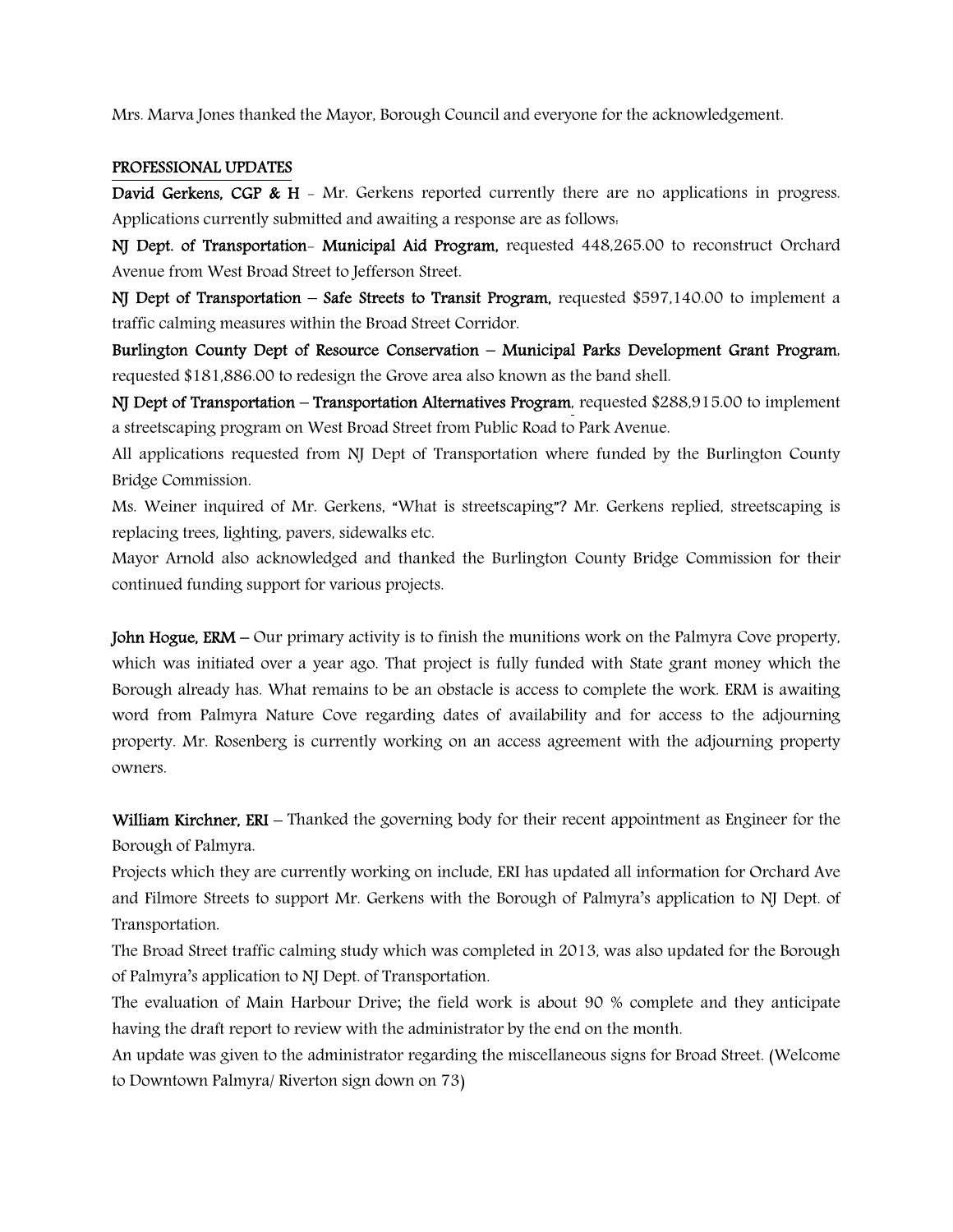Mrs. Marva Jones thanked the Mayor, Borough Council and everyone for the acknowledgement.

**PROFESSIONAL UPDATES**

**David Gerkens, CGP & H** - Mr. Gerkens reported currently there are no applications in progress. Applications currently submitted and awaiting a response are as follows:

**NJ Dept. of Transportation- Municipal Aid Program,** requested 448,265.00 to reconstruct Orchard Avenue from West Broad Street to Jefferson Street.

**NJ Dept of Transportation – Safe Streets to Transit Program,** requested $597,140.00 to implement a traffic calming measures within the Broad Street Corridor.

**Burlington County Dept of Resource Conservation – Municipal Parks Development Grant Program**, requested $181,886.00 to redesign the Grove area also known as the band shell.

**NJ Dept of Transportation – Transportation Alternatives Program**, requested $288,915.00 to implement a streetscaping program on West Broad Street from Public Road to Park Avenue.

All applications requested from NJ Dept of Transportation where funded by the Burlington County Bridge Commission.

Ms. Weiner inquired of Mr. Gerkens, "What is streetscaping"? Mr. Gerkens replied, streetscaping is replacing trees, lighting, pavers, sidewalks etc.

Mayor Arnold also acknowledged and thanked the Burlington County Bridge Commission for their continued funding support for various projects.

**John Hogue, ERM** – Our primary activity is to finish the munitions work on the Palmyra Cove property, which was initiated over a year ago. That project is fully funded with State grant money which the Borough already has. What remains to be an obstacle is access to complete the work. ERM is awaiting word from Palmyra Nature Cove regarding dates of availability and for access to the adjourning property. Mr. Rosenberg is currently working on an access agreement with the adjourning property owners.

**William Kirchner, ERI** – Thanked the governing body for their recent appointment as Engineer for the Borough of Palmyra.

Projects which they are currently working on include, ERI has updated all information for Orchard Ave and Filmore Streets to support Mr. Gerkens with the Borough of Palmyra's application to NJ Dept. of Transportation.

The Broad Street traffic calming study which was completed in 2013, was also updated for the Borough of Palmyra's application to NJ Dept. of Transportation.

The evaluation of Main Harbour Drive; the field work is about 90 % complete and they anticipate having the draft report to review with the administrator by the end on the month.

An update was given to the administrator regarding the miscellaneous signs for Broad Street. (Welcome to Downtown Palmyra/ Riverton sign down on 73)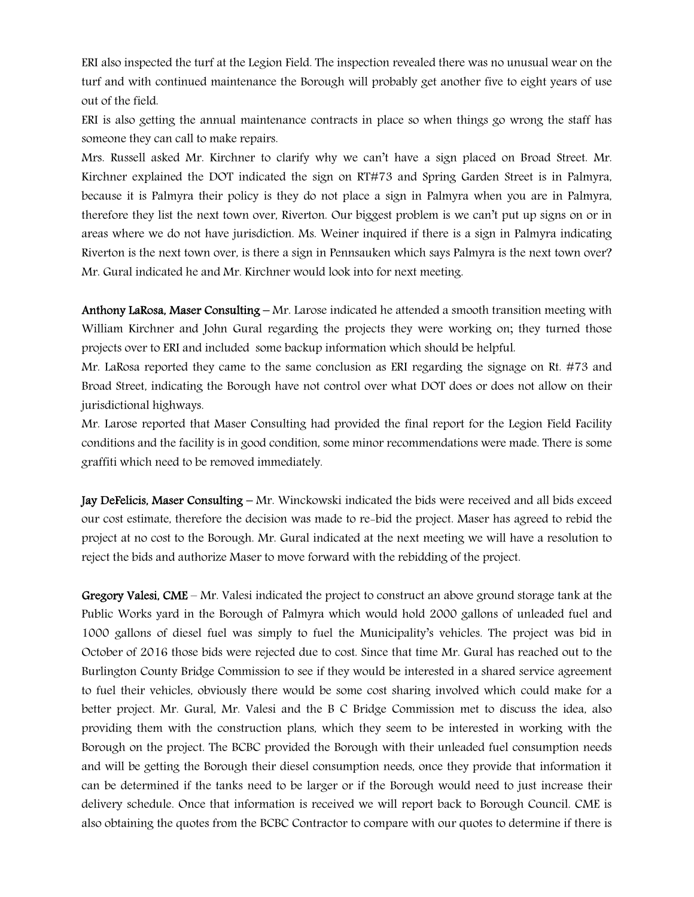ERI also inspected the turf at the Legion Field. The inspection revealed there was no unusual wear on the turf and with continued maintenance the Borough will probably get another five to eight years of use out of the field.

ERI is also getting the annual maintenance contracts in place so when things go wrong the staff has someone they can call to make repairs.

Mrs. Russell asked Mr. Kirchner to clarify why we can't have a sign placed on Broad Street. Mr. Kirchner explained the DOT indicated the sign on RT#73 and Spring Garden Street is in Palmyra, because it is Palmyra their policy is they do not place a sign in Palmyra when you are in Palmyra, therefore they list the next town over, Riverton. Our biggest problem is we can't put up signs on or in areas where we do not have jurisdiction. Ms. Weiner inquired if there is a sign in Palmyra indicating Riverton is the next town over, is there a sign in Pennsauken which says Palmyra is the next town over? Mr. Gural indicated he and Mr. Kirchner would look into for next meeting.

**Anthony LaRosa, Maser Consulting** – Mr. Larose indicated he attended a smooth transition meeting with William Kirchner and John Gural regarding the projects they were working on; they turned those projects over to ERI and included some backup information which should be helpful.

Mr. LaRosa reported they came to the same conclusion as ERI regarding the signage on Rt. #73 and Broad Street, indicating the Borough have not control over what DOT does or does not allow on their jurisdictional highways.

Mr. Larose reported that Maser Consulting had provided the final report for the Legion Field Facility conditions and the facility is in good condition, some minor recommendations were made. There is some graffiti which need to be removed immediately.

**Jay DeFelicis, Maser Consulting** – Mr. Winckowski indicated the bids were received and all bids exceed our cost estimate, therefore the decision was made to re-bid the project. Maser has agreed to rebid the project at no cost to the Borough. Mr. Gural indicated at the next meeting we will have a resolution to reject the bids and authorize Maser to move forward with the rebidding of the project.

**Gregory Valesi, CME** – Mr. Valesi indicated the project to construct an above ground storage tank at the Public Works yard in the Borough of Palmyra which would hold 2000 gallons of unleaded fuel and 1000 gallons of diesel fuel was simply to fuel the Municipality's vehicles. The project was bid in October of 2016 those bids were rejected due to cost. Since that time Mr. Gural has reached out to the Burlington County Bridge Commission to see if they would be interested in a shared service agreement to fuel their vehicles, obviously there would be some cost sharing involved which could make for a better project. Mr. Gural, Mr. Valesi and the B C Bridge Commission met to discuss the idea, also providing them with the construction plans, which they seem to be interested in working with the Borough on the project. The BCBC provided the Borough with their unleaded fuel consumption needs and will be getting the Borough their diesel consumption needs, once they provide that information it can be determined if the tanks need to be larger or if the Borough would need to just increase their delivery schedule. Once that information is received we will report back to Borough Council. CME is also obtaining the quotes from the BCBC Contractor to compare with our quotes to determine if there is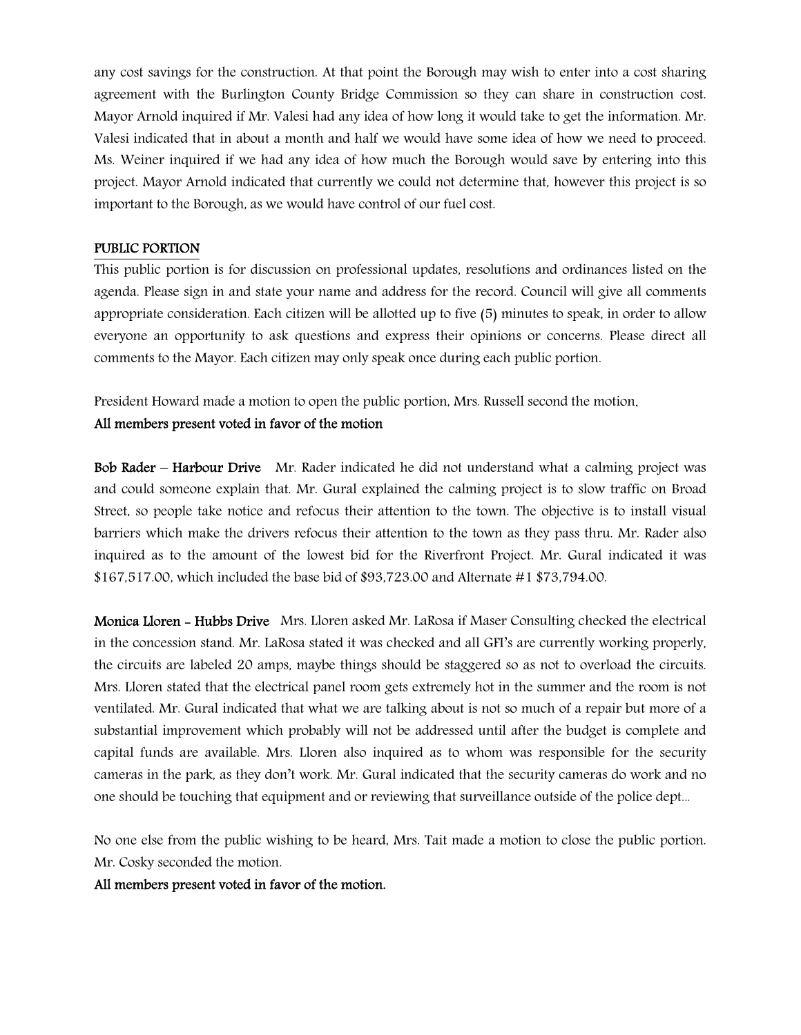any cost savings for the construction. At that point the Borough may wish to enter into a cost sharing agreement with the Burlington County Bridge Commission so they can share in construction cost. Mayor Arnold inquired if Mr. Valesi had any idea of how long it would take to get the information. Mr. Valesi indicated that in about a month and half we would have some idea of how we need to proceed. Ms. Weiner inquired if we had any idea of how much the Borough would save by entering into this project. Mayor Arnold indicated that currently we could not determine that, however this project is so important to the Borough, as we would have control of our fuel cost.

## PUBLIC PORTION

This public portion is for discussion on professional updates, resolutions and ordinances listed on the agenda. Please sign in and state your name and address for the record. Council will give all comments appropriate consideration. Each citizen will be allotted up to five (5) minutes to speak, in order to allow everyone an opportunity to ask questions and express their opinions or concerns. Please direct all comments to the Mayor. Each citizen may only speak once during each public portion.

President Howard made a motion to open the public portion, Mrs. Russell second the motion.

**All members present voted in favor of the motion**

**Bob Rader – Harbour Drive** Mr. Rader indicated he did not understand what a calming project was and could someone explain that. Mr. Gural explained the calming project is to slow traffic on Broad Street, so people take notice and refocus their attention to the town. The objective is to install visual barriers which make the drivers refocus their attention to the town as they pass thru. Mr. Rader also inquired as to the amount of the lowest bid for the Riverfront Project. Mr. Gural indicated it was $167,517.00, which included the base bid of $93,723.00 and Alternate #1 $73,794.00.

**Monica Lloren - Hubbs Drive** Mrs. Lloren asked Mr. LaRosa if Maser Consulting checked the electrical in the concession stand. Mr. LaRosa stated it was checked and all GFI's are currently working properly, the circuits are labeled 20 amps, maybe things should be staggered so as not to overload the circuits. Mrs. Lloren stated that the electrical panel room gets extremely hot in the summer and the room is not ventilated. Mr. Gural indicated that what we are talking about is not so much of a repair but more of a substantial improvement which probably will not be addressed until after the budget is complete and capital funds are available. Mrs. Lloren also inquired as to whom was responsible for the security cameras in the park, as they don't work. Mr. Gural indicated that the security cameras do work and no one should be touching that equipment and or reviewing that surveillance outside of the police dept...

No one else from the public wishing to be heard, Mrs. Tait made a motion to close the public portion. Mr. Cosky seconded the motion.

**All members present voted in favor of the motion.**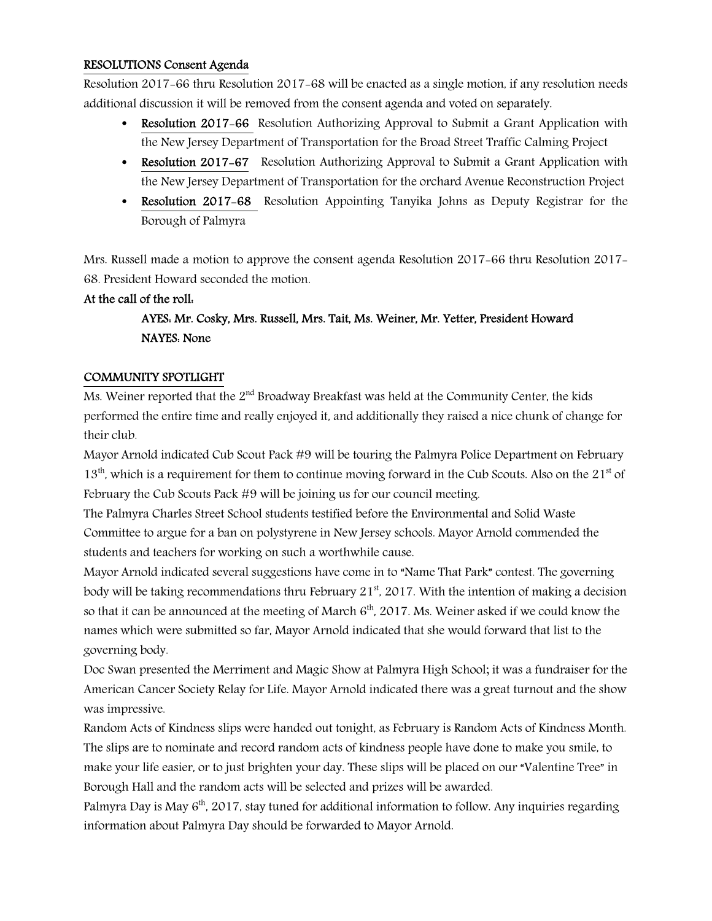**RESOLUTIONS Consent Agenda**

Resolution 2017-66 thru Resolution 2017-68 will be enacted as a single motion, if any resolution needs additional discussion it will be removed from the consent agenda and voted on separately.

- **Resolution 2017-66** Resolution Authorizing Approval to Submit a Grant Application with the New Jersey Department of Transportation for the Broad Street Traffic Calming Project
- **Resolution 2017-67** Resolution Authorizing Approval to Submit a Grant Application with the New Jersey Department of Transportation for the orchard Avenue Reconstruction Project
- **Resolution 2017-68** Resolution Appointing Tanyika Johns as Deputy Registrar for the Borough of Palmyra

Mrs. Russell made a motion to approve the consent agenda Resolution 2017-66 thru Resolution 2017-68. President Howard seconded the motion.

**At the call of the roll:**

**AYES: Mr. Cosky, Mrs. Russell, Mrs. Tait, Ms. Weiner, Mr. Yetter, President Howard**
**NAYES: None**

**COMMUNITY SPOTLIGHT**

Ms. Weiner reported that the 2nd Broadway Breakfast was held at the Community Center, the kids performed the entire time and really enjoyed it, and additionally they raised a nice chunk of change for their club.

Mayor Arnold indicated Cub Scout Pack #9 will be touring the Palmyra Police Department on February 13th, which is a requirement for them to continue moving forward in the Cub Scouts. Also on the 21st of February the Cub Scouts Pack #9 will be joining us for our council meeting.

The Palmyra Charles Street School students testified before the Environmental and Solid Waste Committee to argue for a ban on polystyrene in New Jersey schools. Mayor Arnold commended the students and teachers for working on such a worthwhile cause.

Mayor Arnold indicated several suggestions have come in to "Name That Park" contest. The governing body will be taking recommendations thru February 21st, 2017. With the intention of making a decision so that it can be announced at the meeting of March 6th, 2017. Ms. Weiner asked if we could know the names which were submitted so far, Mayor Arnold indicated that she would forward that list to the governing body.

Doc Swan presented the Merriment and Magic Show at Palmyra High School; it was a fundraiser for the American Cancer Society Relay for Life. Mayor Arnold indicated there was a great turnout and the show was impressive.

Random Acts of Kindness slips were handed out tonight, as February is Random Acts of Kindness Month. The slips are to nominate and record random acts of kindness people have done to make you smile, to make your life easier, or to just brighten your day. These slips will be placed on our "Valentine Tree" in Borough Hall and the random acts will be selected and prizes will be awarded.

Palmyra Day is May 6th, 2017, stay tuned for additional information to follow. Any inquiries regarding information about Palmyra Day should be forwarded to Mayor Arnold.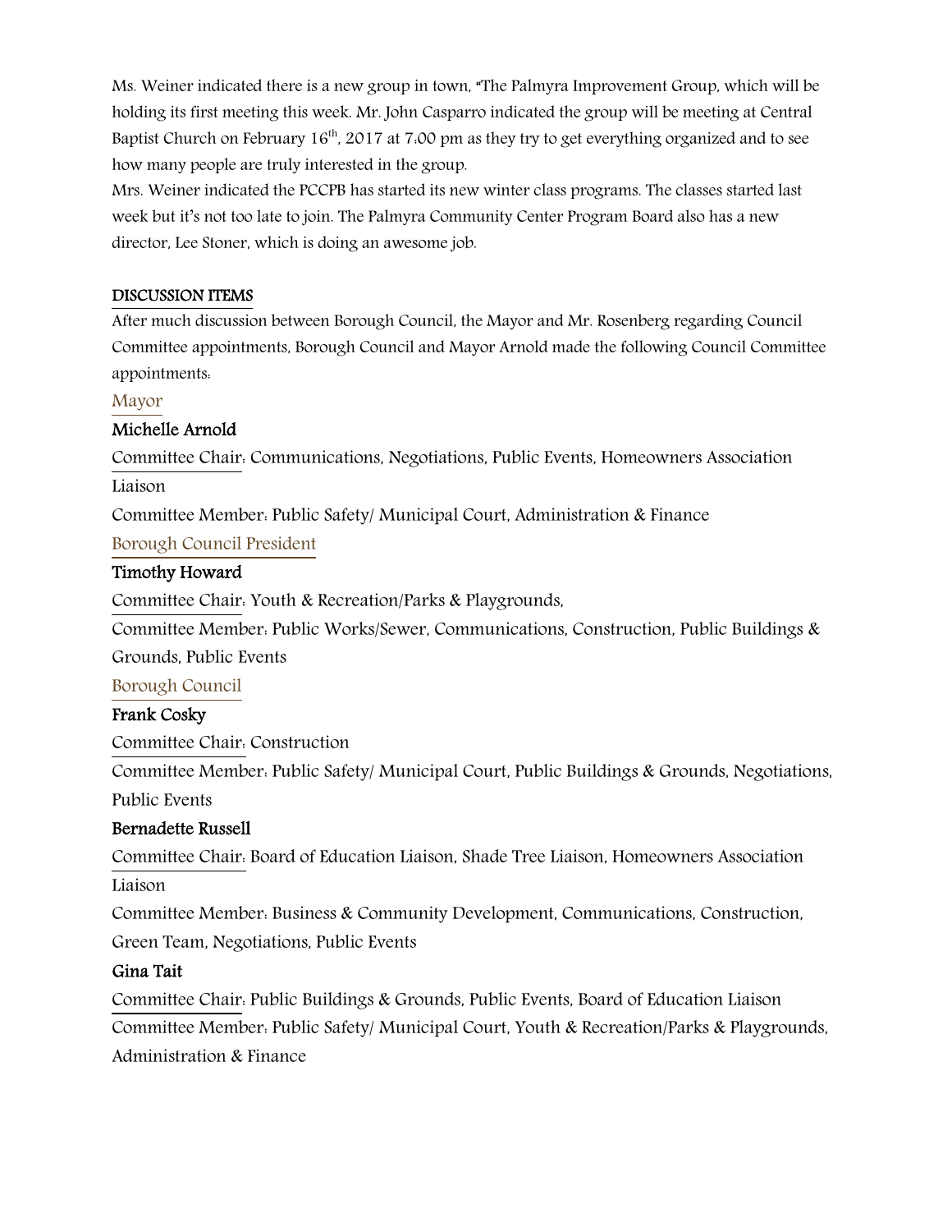Ms. Weiner indicated there is a new group in town, "The Palmyra Improvement Group, which will be holding its first meeting this week. Mr. John Casparro indicated the group will be meeting at Central Baptist Church on February 16th, 2017 at 7:00 pm as they try to get everything organized and to see how many people are truly interested in the group.

Mrs. Weiner indicated the PCCPB has started its new winter class programs. The classes started last week but it's not too late to join. The Palmyra Community Center Program Board also has a new director, Lee Stoner, which is doing an awesome job.

## DISCUSSION ITEMS

After much discussion between Borough Council, the Mayor and Mr. Rosenberg regarding Council Committee appointments, Borough Council and Mayor Arnold made the following Council Committee appointments:

### Mayor

**Michelle Arnold**

Committee Chair: Communications, Negotiations, Public Events, Homeowners Association Liaison

Committee Member: Public Safety/ Municipal Court, Administration & Finance

### Borough Council President

**Timothy Howard**

Committee Chair: Youth & Recreation/Parks & Playgrounds,

Committee Member: Public Works/Sewer, Communications, Construction, Public Buildings & Grounds, Public Events

### Borough Council

**Frank Cosky**

Committee Chair: Construction

Committee Member: Public Safety/ Municipal Court, Public Buildings & Grounds, Negotiations, Public Events

**Bernadette Russell**

Committee Chair: Board of Education Liaison, Shade Tree Liaison, Homeowners Association Liaison

Committee Member: Business & Community Development, Communications, Construction, Green Team, Negotiations, Public Events

**Gina Tait**

Committee Chair: Public Buildings & Grounds, Public Events, Board of Education Liaison

Committee Member: Public Safety/ Municipal Court, Youth & Recreation/Parks & Playgrounds, Administration & Finance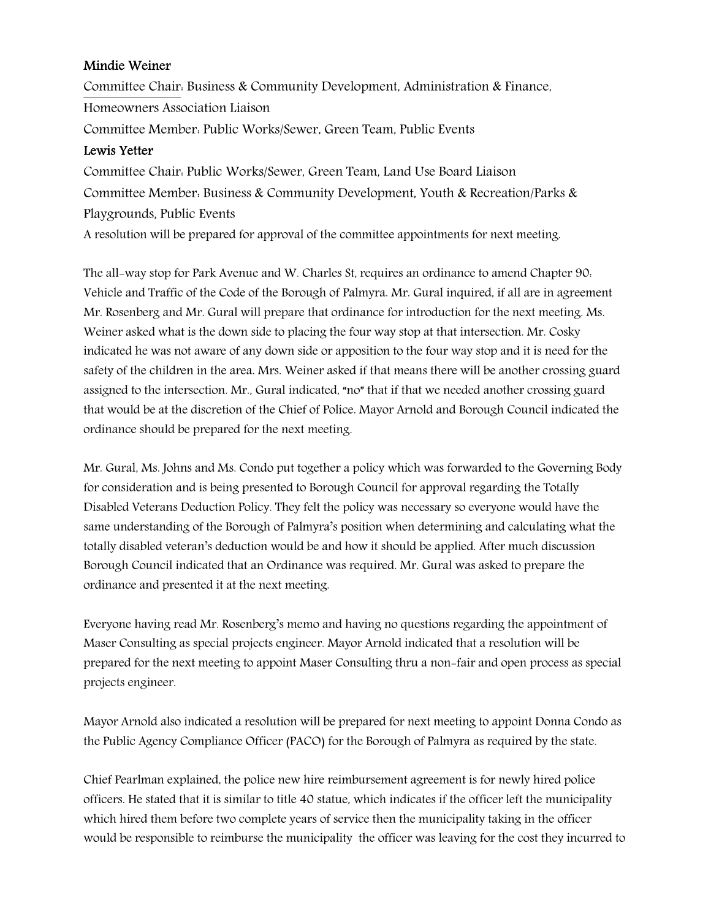**Mindie Weiner**

Committee Chair: Business & Community Development, Administration & Finance, Homeowners Association Liaison

Committee Member: Public Works/Sewer, Green Team, Public Events

**Lewis Yetter**

Committee Chair: Public Works/Sewer, Green Team, Land Use Board Liaison

Committee Member: Business & Community Development, Youth & Recreation/Parks & Playgrounds, Public Events

A resolution will be prepared for approval of the committee appointments for next meeting.

The all-way stop for Park Avenue and W. Charles St, requires an ordinance to amend Chapter 90: Vehicle and Traffic of the Code of the Borough of Palmyra. Mr. Gural inquired, if all are in agreement Mr. Rosenberg and Mr. Gural will prepare that ordinance for introduction for the next meeting. Ms. Weiner asked what is the down side to placing the four way stop at that intersection. Mr. Cosky indicated he was not aware of any down side or apposition to the four way stop and it is need for the safety of the children in the area. Mrs. Weiner asked if that means there will be another crossing guard assigned to the intersection. Mr., Gural indicated, "no" that if that we needed another crossing guard that would be at the discretion of the Chief of Police. Mayor Arnold and Borough Council indicated the ordinance should be prepared for the next meeting.

Mr. Gural, Ms. Johns and Ms. Condo put together a policy which was forwarded to the Governing Body for consideration and is being presented to Borough Council for approval regarding the Totally Disabled Veterans Deduction Policy. They felt the policy was necessary so everyone would have the same understanding of the Borough of Palmyra's position when determining and calculating what the totally disabled veteran's deduction would be and how it should be applied. After much discussion Borough Council indicated that an Ordinance was required. Mr. Gural was asked to prepare the ordinance and presented it at the next meeting.

Everyone having read Mr. Rosenberg's memo and having no questions regarding the appointment of Maser Consulting as special projects engineer. Mayor Arnold indicated that a resolution will be prepared for the next meeting to appoint Maser Consulting thru a non-fair and open process as special projects engineer.

Mayor Arnold also indicated a resolution will be prepared for next meeting to appoint Donna Condo as the Public Agency Compliance Officer (PACO) for the Borough of Palmyra as required by the state.

Chief Pearlman explained, the police new hire reimbursement agreement is for newly hired police officers. He stated that it is similar to title 40 statue, which indicates if the officer left the municipality which hired them before two complete years of service then the municipality taking in the officer would be responsible to reimburse the municipality the officer was leaving for the cost they incurred to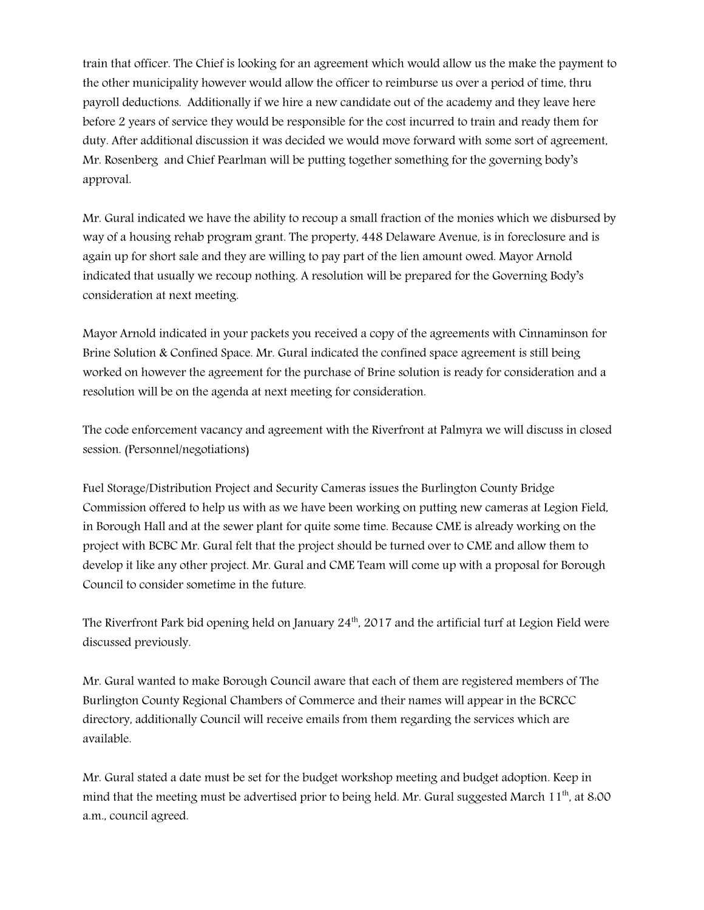train that officer. The Chief is looking for an agreement which would allow us the make the payment to the other municipality however would allow the officer to reimburse us over a period of time, thru payroll deductions. Additionally if we hire a new candidate out of the academy and they leave here before 2 years of service they would be responsible for the cost incurred to train and ready them for duty. After additional discussion it was decided we would move forward with some sort of agreement, Mr. Rosenberg and Chief Pearlman will be putting together something for the governing body's approval.

Mr. Gural indicated we have the ability to recoup a small fraction of the monies which we disbursed by way of a housing rehab program grant. The property, 448 Delaware Avenue, is in foreclosure and is again up for short sale and they are willing to pay part of the lien amount owed. Mayor Arnold indicated that usually we recoup nothing. A resolution will be prepared for the Governing Body's consideration at next meeting.

Mayor Arnold indicated in your packets you received a copy of the agreements with Cinnaminson for Brine Solution & Confined Space. Mr. Gural indicated the confined space agreement is still being worked on however the agreement for the purchase of Brine solution is ready for consideration and a resolution will be on the agenda at next meeting for consideration.

The code enforcement vacancy and agreement with the Riverfront at Palmyra we will discuss in closed session. (Personnel/negotiations)

Fuel Storage/Distribution Project and Security Cameras issues the Burlington County Bridge Commission offered to help us with as we have been working on putting new cameras at Legion Field, in Borough Hall and at the sewer plant for quite some time. Because CME is already working on the project with BCBC Mr. Gural felt that the project should be turned over to CME and allow them to develop it like any other project. Mr. Gural and CME Team will come up with a proposal for Borough Council to consider sometime in the future.

The Riverfront Park bid opening held on January 24th, 2017 and the artificial turf at Legion Field were discussed previously.

Mr. Gural wanted to make Borough Council aware that each of them are registered members of The Burlington County Regional Chambers of Commerce and their names will appear in the BCRCC directory, additionally Council will receive emails from them regarding the services which are available.

Mr. Gural stated a date must be set for the budget workshop meeting and budget adoption. Keep in mind that the meeting must be advertised prior to being held. Mr. Gural suggested March 11th, at 8:00 a.m., council agreed.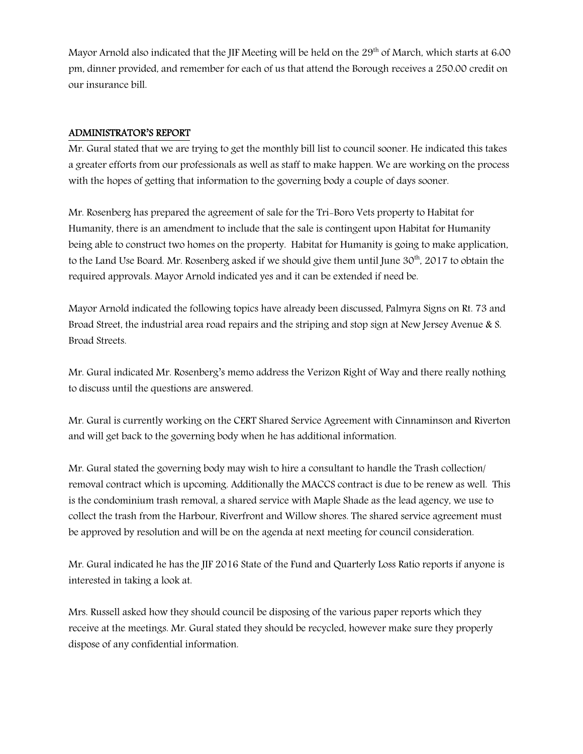Mayor Arnold also indicated that the JIF Meeting will be held on the 29th of March, which starts at 6:00 pm, dinner provided, and remember for each of us that attend the Borough receives a 250.00 credit on our insurance bill.

## ADMINISTRATOR'S REPORT

Mr. Gural stated that we are trying to get the monthly bill list to council sooner. He indicated this takes a greater efforts from our professionals as well as staff to make happen. We are working on the process with the hopes of getting that information to the governing body a couple of days sooner.

Mr. Rosenberg has prepared the agreement of sale for the Tri-Boro Vets property to Habitat for Humanity, there is an amendment to include that the sale is contingent upon Habitat for Humanity being able to construct two homes on the property. Habitat for Humanity is going to make application, to the Land Use Board. Mr. Rosenberg asked if we should give them until June 30th, 2017 to obtain the required approvals. Mayor Arnold indicated yes and it can be extended if need be.

Mayor Arnold indicated the following topics have already been discussed, Palmyra Signs on Rt. 73 and Broad Street, the industrial area road repairs and the striping and stop sign at New Jersey Avenue & S. Broad Streets.

Mr. Gural indicated Mr. Rosenberg's memo address the Verizon Right of Way and there really nothing to discuss until the questions are answered.

Mr. Gural is currently working on the CERT Shared Service Agreement with Cinnaminson and Riverton and will get back to the governing body when he has additional information.

Mr. Gural stated the governing body may wish to hire a consultant to handle the Trash collection/ removal contract which is upcoming. Additionally the MACCS contract is due to be renew as well. This is the condominium trash removal, a shared service with Maple Shade as the lead agency, we use to collect the trash from the Harbour, Riverfront and Willow shores. The shared service agreement must be approved by resolution and will be on the agenda at next meeting for council consideration.

Mr. Gural indicated he has the JIF 2016 State of the Fund and Quarterly Loss Ratio reports if anyone is interested in taking a look at.

Mrs. Russell asked how they should council be disposing of the various paper reports which they receive at the meetings. Mr. Gural stated they should be recycled, however make sure they properly dispose of any confidential information.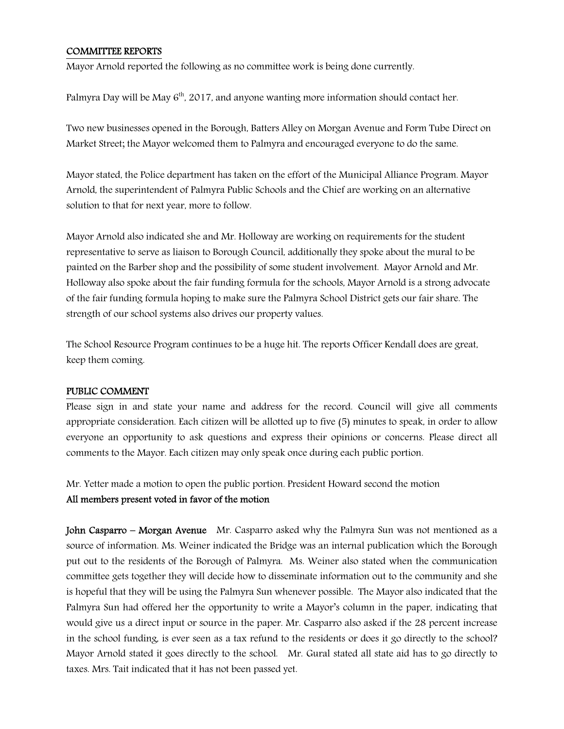## COMMITTEE REPORTS

Mayor Arnold reported the following as no committee work is being done currently.

Palmyra Day will be May 6th, 2017, and anyone wanting more information should contact her.

Two new businesses opened in the Borough, Batters Alley on Morgan Avenue and Form Tube Direct on Market Street; the Mayor welcomed them to Palmyra and encouraged everyone to do the same.

Mayor stated, the Police department has taken on the effort of the Municipal Alliance Program. Mayor Arnold, the superintendent of Palmyra Public Schools and the Chief are working on an alternative solution to that for next year, more to follow.

Mayor Arnold also indicated she and Mr. Holloway are working on requirements for the student representative to serve as liaison to Borough Council, additionally they spoke about the mural to be painted on the Barber shop and the possibility of some student involvement. Mayor Arnold and Mr. Holloway also spoke about the fair funding formula for the schools, Mayor Arnold is a strong advocate of the fair funding formula hoping to make sure the Palmyra School District gets our fair share. The strength of our school systems also drives our property values.

The School Resource Program continues to be a huge hit. The reports Officer Kendall does are great, keep them coming.

## PUBLIC COMMENT

Please sign in and state your name and address for the record. Council will give all comments appropriate consideration. Each citizen will be allotted up to five (5) minutes to speak, in order to allow everyone an opportunity to ask questions and express their opinions or concerns. Please direct all comments to the Mayor. Each citizen may only speak once during each public portion.

Mr. Yetter made a motion to open the public portion. President Howard second the motion

**All members present voted in favor of the motion**

**John Casparro – Morgan Avenue** Mr. Casparro asked why the Palmyra Sun was not mentioned as a source of information. Ms. Weiner indicated the Bridge was an internal publication which the Borough put out to the residents of the Borough of Palmyra. Ms. Weiner also stated when the communication committee gets together they will decide how to disseminate information out to the community and she is hopeful that they will be using the Palmyra Sun whenever possible. The Mayor also indicated that the Palmyra Sun had offered her the opportunity to write a Mayor's column in the paper, indicating that would give us a direct input or source in the paper. Mr. Casparro also asked if the 28 percent increase in the school funding, is ever seen as a tax refund to the residents or does it go directly to the school? Mayor Arnold stated it goes directly to the school. Mr. Gural stated all state aid has to go directly to taxes. Mrs. Tait indicated that it has not been passed yet.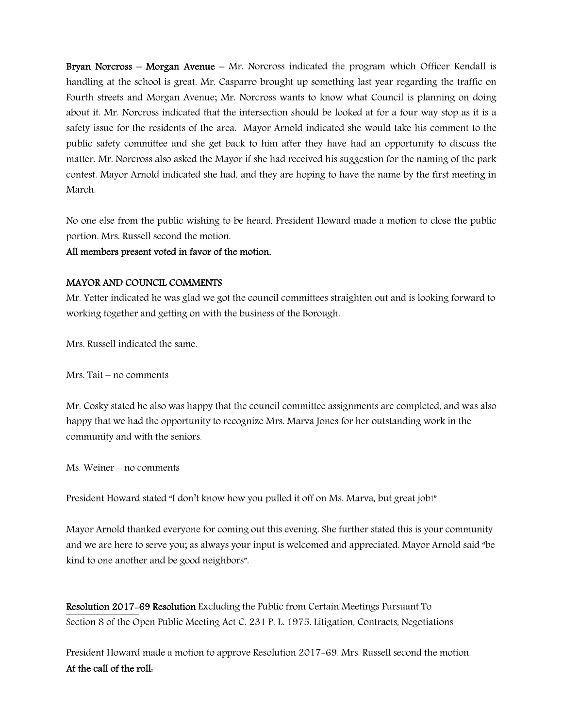**Bryan Norcross – Morgan Avenue** – Mr. Norcross indicated the program which Officer Kendall is handling at the school is great. Mr. Casparro brought up something last year regarding the traffic on Fourth streets and Morgan Avenue; Mr. Norcross wants to know what Council is planning on doing about it. Mr. Norcross indicated that the intersection should be looked at for a four way stop as it is a safety issue for the residents of the area. Mayor Arnold indicated she would take his comment to the public safety committee and she get back to him after they have had an opportunity to discuss the matter. Mr. Norcross also asked the Mayor if she had received his suggestion for the naming of the park contest. Mayor Arnold indicated she had, and they are hoping to have the name by the first meeting in March.

No one else from the public wishing to be heard, President Howard made a motion to close the public portion. Mrs. Russell second the motion.

**All members present voted in favor of the motion.**

## MAYOR AND COUNCIL COMMENTS

Mr. Yetter indicated he was glad we got the council committees straighten out and is looking forward to working together and getting on with the business of the Borough.

Mrs. Russell indicated the same.

Mrs. Tait – no comments

Mr. Cosky stated he also was happy that the council committee assignments are completed, and was also happy that we had the opportunity to recognize Mrs. Marva Jones for her outstanding work in the community and with the seniors.

Ms. Weiner – no comments

President Howard stated "I don't know how you pulled it off on Ms. Marva, but great job!"

Mayor Arnold thanked everyone for coming out this evening. She further stated this is your community and we are here to serve you; as always your input is welcomed and appreciated. Mayor Arnold said "be kind to one another and be good neighbors".

**Resolution 2017-69 Resolution** Excluding the Public from Certain Meetings Pursuant To Section 8 of the Open Public Meeting Act C. 231 P. L. 1975. Litigation, Contracts, Negotiations

President Howard made a motion to approve Resolution 2017-69. Mrs. Russell second the motion.

**At the call of the roll:**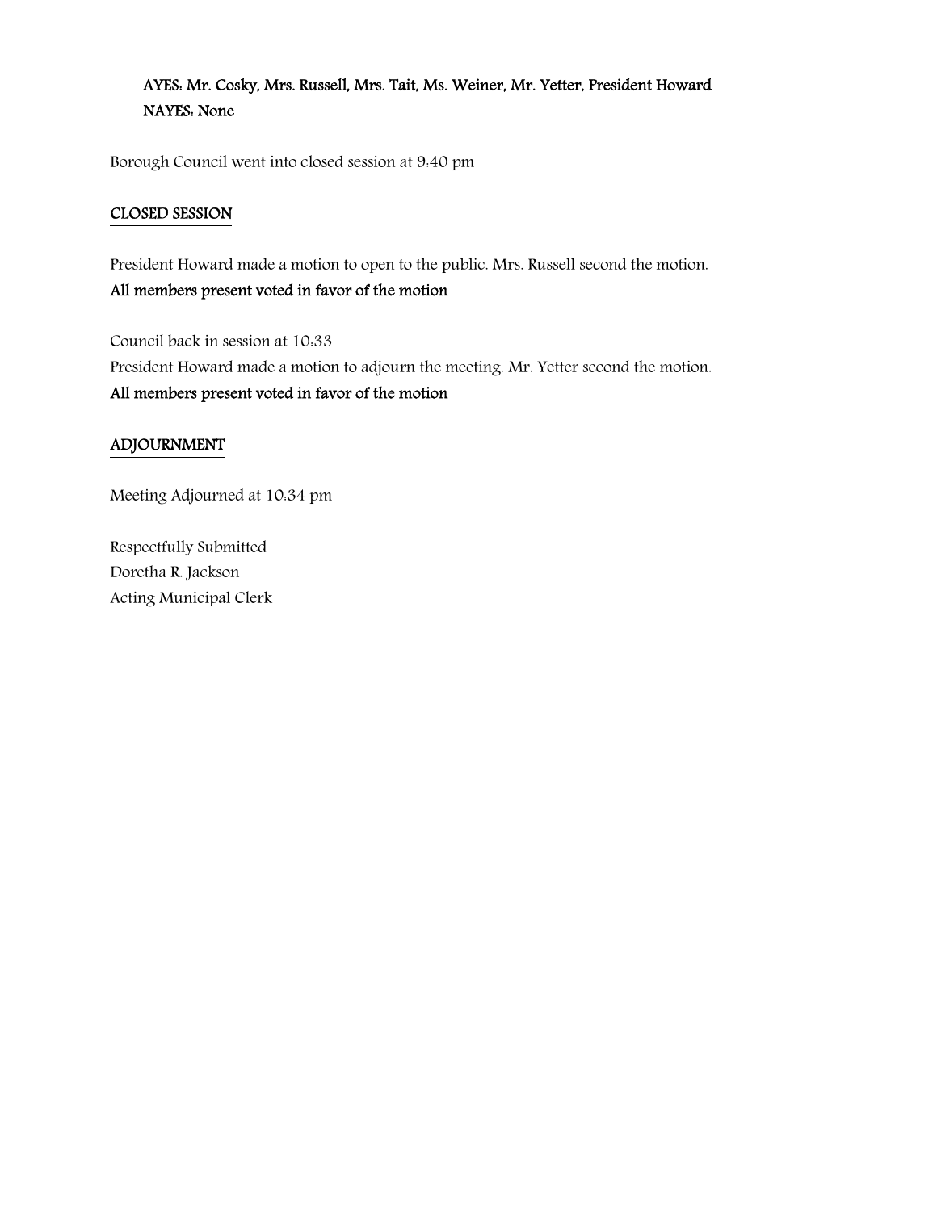**AYES: Mr. Cosky, Mrs. Russell, Mrs. Tait, Ms. Weiner, Mr. Yetter, President Howard**
**NAYES: None**

Borough Council went into closed session at 9:40 pm

## CLOSED SESSION

President Howard made a motion to open to the public. Mrs. Russell second the motion.
**All members present voted in favor of the motion**

Council back in session at 10:33
President Howard made a motion to adjourn the meeting. Mr. Yetter second the motion.
**All members present voted in favor of the motion**

## ADJOURNMENT

Meeting Adjourned at 10:34 pm

Respectfully Submitted
Doretha R. Jackson
Acting Municipal Clerk